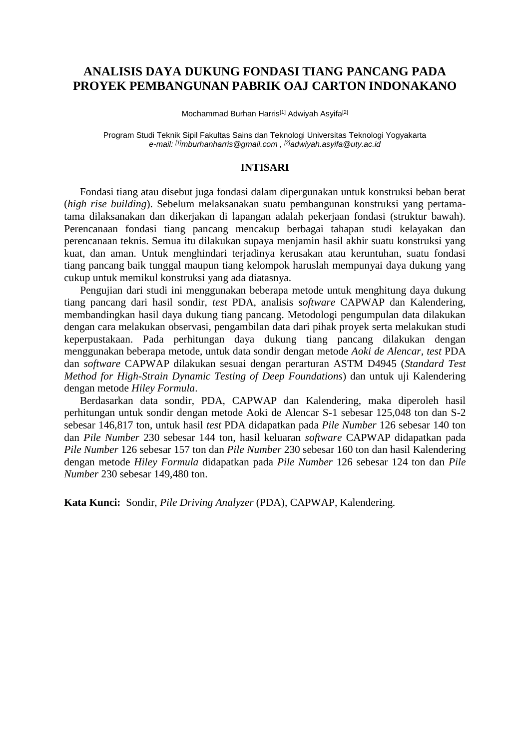# ANALISIS DAYA DUKUNG FONDASI TIANG PANCANG PADA PROYEK PEMBANGUNAN PABRIK OAJ CARTON INDONAKANO

Mochammad Burhan Harris[1] Adwiyah Asyifa[2]

Program Studi Teknik Sipil Fakultas Sains dan Teknologi Universitas Teknologi Yogyakarta
*e-mail: [1]mburhanharris@gmail.com , [2]adwiyah.asyifa@uty.ac.id*

## INTISARI

Fondasi tiang atau disebut juga fondasi dalam dipergunakan untuk konstruksi beban berat (*high rise building*). Sebelum melaksanakan suatu pembangunan konstruksi yang pertama-tama dilaksanakan dan dikerjakan di lapangan adalah pekerjaan fondasi (struktur bawah). Perencanaan fondasi tiang pancang mencakup berbagai tahapan studi kelayakan dan perencanaan teknis. Semua itu dilakukan supaya menjamin hasil akhir suatu konstruksi yang kuat, dan aman. Untuk menghindari terjadinya kerusakan atau keruntuhan, suatu fondasi tiang pancang baik tunggal maupun tiang kelompok haruslah mempunyai daya dukung yang cukup untuk memikul konstruksi yang ada diatasnya.

Pengujian dari studi ini menggunakan beberapa metode untuk menghitung daya dukung tiang pancang dari hasil sondir, *test* PDA, analisis s*oftware* CAPWAP dan Kalendering, membandingkan hasil daya dukung tiang pancang. Metodologi pengumpulan data dilakukan dengan cara melakukan observasi, pengambilan data dari pihak proyek serta melakukan studi keperpustakaan. Pada perhitungan daya dukung tiang pancang dilakukan dengan menggunakan beberapa metode, untuk data sondir dengan metode *Aoki de Alencar*, *test* PDA dan *software* CAPWAP dilakukan sesuai dengan perarturan ASTM D4945 (*Standard Test Method for High-Strain Dynamic Testing of Deep Foundations*) dan untuk uji Kalendering dengan metode *Hiley Formula*.

Berdasarkan data sondir, PDA, CAPWAP dan Kalendering, maka diperoleh hasil perhitungan untuk sondir dengan metode Aoki de Alencar S-1 sebesar 125,048 ton dan S-2 sebesar 146,817 ton, untuk hasil *test* PDA didapatkan pada *Pile Number* 126 sebesar 140 ton dan *Pile Number* 230 sebesar 144 ton, hasil keluaran *software* CAPWAP didapatkan pada *Pile Number* 126 sebesar 157 ton dan *Pile Number* 230 sebesar 160 ton dan hasil Kalendering dengan metode *Hiley Formula* didapatkan pada *Pile Number* 126 sebesar 124 ton dan *Pile Number* 230 sebesar 149,480 ton.

**Kata Kunci:** Sondir, *Pile Driving Analyzer* (PDA), CAPWAP, Kalendering.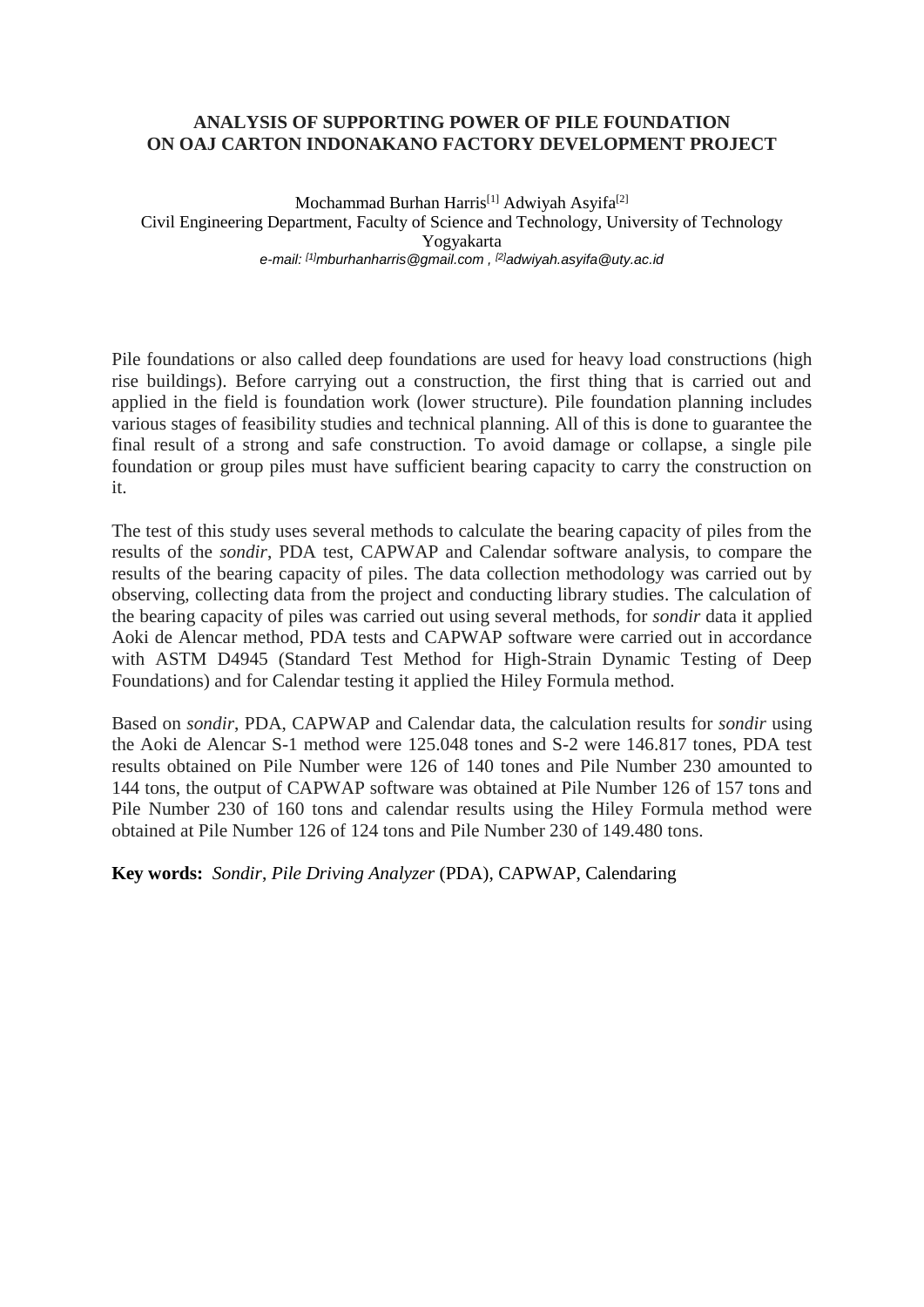## ANALYSIS OF SUPPORTING POWER OF PILE FOUNDATION ON OAJ CARTON INDONAKANO FACTORY DEVELOPMENT PROJECT

Mochammad Burhan Harris[1] Adwiyah Asyifa[2]
Civil Engineering Department, Faculty of Science and Technology, University of Technology Yogyakarta
*e-mail: [1]mburhanharris@gmail.com , [2]adwiyah.asyifa@uty.ac.id*

Pile foundations or also called deep foundations are used for heavy load constructions (high rise buildings). Before carrying out a construction, the first thing that is carried out and applied in the field is foundation work (lower structure). Pile foundation planning includes various stages of feasibility studies and technical planning. All of this is done to guarantee the final result of a strong and safe construction. To avoid damage or collapse, a single pile foundation or group piles must have sufficient bearing capacity to carry the construction on it.

The test of this study uses several methods to calculate the bearing capacity of piles from the results of the *sondir*, PDA test, CAPWAP and Calendar software analysis, to compare the results of the bearing capacity of piles. The data collection methodology was carried out by observing, collecting data from the project and conducting library studies. The calculation of the bearing capacity of piles was carried out using several methods, for *sondir* data it applied Aoki de Alencar method, PDA tests and CAPWAP software were carried out in accordance with ASTM D4945 (Standard Test Method for High-Strain Dynamic Testing of Deep Foundations) and for Calendar testing it applied the Hiley Formula method.

Based on *sondir*, PDA, CAPWAP and Calendar data, the calculation results for *sondir* using the Aoki de Alencar S-1 method were 125.048 tones and S-2 were 146.817 tones, PDA test results obtained on Pile Number were 126 of 140 tones and Pile Number 230 amounted to 144 tons, the output of CAPWAP software was obtained at Pile Number 126 of 157 tons and Pile Number 230 of 160 tons and calendar results using the Hiley Formula method were obtained at Pile Number 126 of 124 tons and Pile Number 230 of 149.480 tons.

**Key words:** *Sondir*, *Pile Driving Analyzer* (PDA), CAPWAP, Calendaring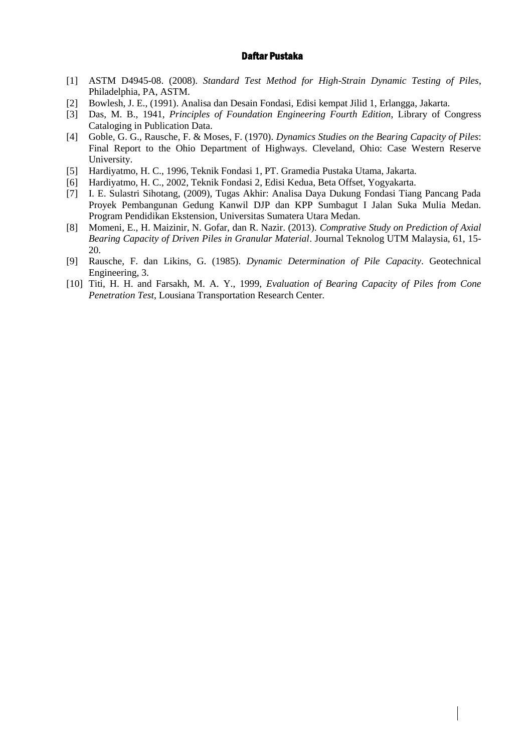## Daftar Pustaka

[1] ASTM D4945-08. (2008). *Standard Test Method for High-Strain Dynamic Testing of Piles*, Philadelphia, PA, ASTM.
[2] Bowlesh, J. E., (1991). Analisa dan Desain Fondasi, Edisi kempat Jilid 1, Erlangga, Jakarta.
[3] Das, M. B., 1941, *Principles of Foundation Engineering Fourth Edition*, Library of Congress Cataloging in Publication Data.
[4] Goble, G. G., Rausche, F. & Moses, F. (1970). *Dynamics Studies on the Bearing Capacity of Piles*: Final Report to the Ohio Department of Highways. Cleveland, Ohio: Case Western Reserve University.
[5] Hardiyatmo, H. C., 1996, Teknik Fondasi 1, PT. Gramedia Pustaka Utama, Jakarta.
[6] Hardiyatmo, H. C., 2002, Teknik Fondasi 2, Edisi Kedua, Beta Offset, Yogyakarta.
[7] I. E. Sulastri Sihotang, (2009), Tugas Akhir: Analisa Daya Dukung Fondasi Tiang Pancang Pada Proyek Pembangunan Gedung Kanwil DJP dan KPP Sumbagut I Jalan Suka Mulia Medan. Program Pendidikan Ekstension, Universitas Sumatera Utara Medan.
[8] Momeni, E., H. Maizinir, N. Gofar, dan R. Nazir. (2013). *Comprative Study on Prediction of Axial Bearing Capacity of Driven Piles in Granular Material*. Journal Teknolog UTM Malaysia, 61, 15-20.
[9] Rausche, F. dan Likins, G. (1985). *Dynamic Determination of Pile Capacity*. Geotechnical Engineering, 3.
[10] Titi, H. H. and Farsakh, M. A. Y., 1999, *Evaluation of Bearing Capacity of Piles from Cone Penetration Test*, Lousiana Transportation Research Center.